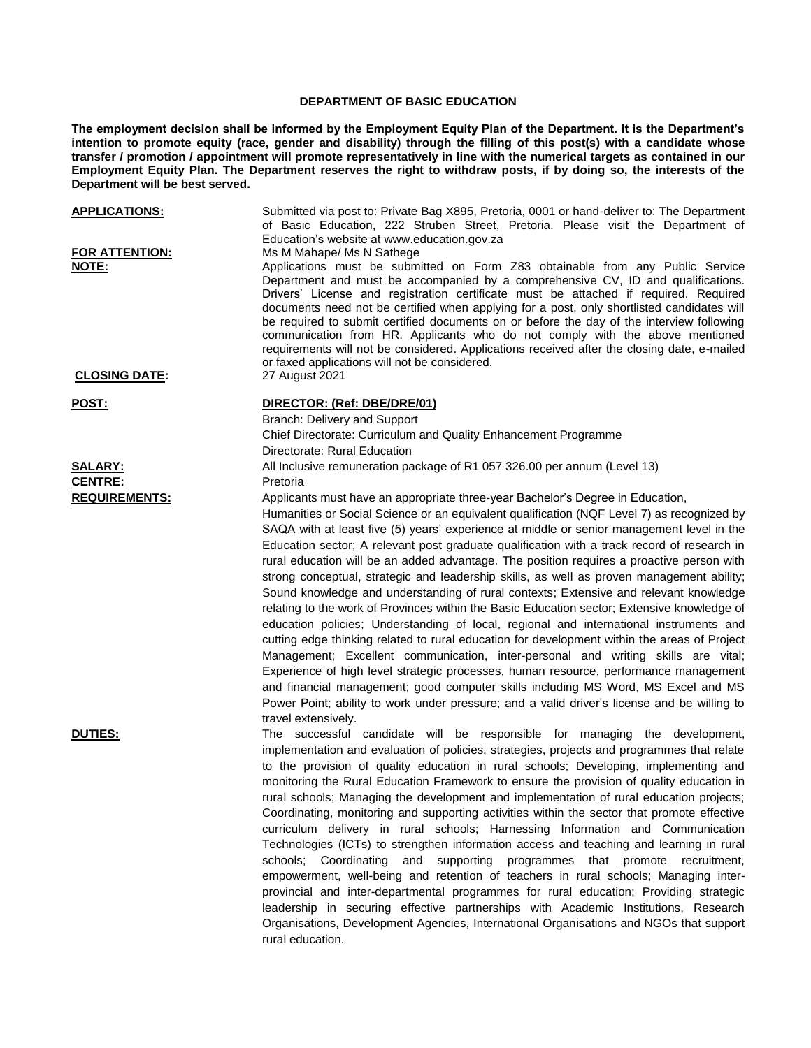# DEPARTMENT OF BASIC EDUCATION

**The employment decision shall be informed by the Employment Equity Plan of the Department. It is the Department's intention to promote equity (race, gender and disability) through the filling of this post(s) with a candidate whose transfer / promotion / appointment will promote representatively in line with the numerical targets as contained in our Employment Equity Plan. The Department reserves the right to withdraw posts, if by doing so, the interests of the Department will be best served.**

**APPLICATIONS:** Submitted via post to: Private Bag X895, Pretoria, 0001 or hand-deliver to: The Department of Basic Education, 222 Struben Street, Pretoria. Please visit the Department of Education's website at www.education.gov.za

**FOR ATTENTION:** Ms M Mahape/ Ms N Sathege

**NOTE:** Applications must be submitted on Form Z83 obtainable from any Public Service Department and must be accompanied by a comprehensive CV, ID and qualifications. Drivers' License and registration certificate must be attached if required. Required documents need not be certified when applying for a post, only shortlisted candidates will be required to submit certified documents on or before the day of the interview following communication from HR. Applicants who do not comply with the above mentioned requirements will not be considered. Applications received after the closing date, e-mailed or faxed applications will not be considered.

**CLOSING DATE:** 27 August 2021

**POST:** **DIRECTOR: (Ref: DBE/DRE/01)**

Branch: Delivery and Support
Chief Directorate: Curriculum and Quality Enhancement Programme
Directorate: Rural Education

**SALARY:** All Inclusive remuneration package of R1 057 326.00 per annum (Level 13)

**CENTRE:** Pretoria

**REQUIREMENTS:** Applicants must have an appropriate three-year Bachelor's Degree in Education, Humanities or Social Science or an equivalent qualification (NQF Level 7) as recognized by SAQA with at least five (5) years' experience at middle or senior management level in the Education sector; A relevant post graduate qualification with a track record of research in rural education will be an added advantage. The position requires a proactive person with strong conceptual, strategic and leadership skills, as well as proven management ability; Sound knowledge and understanding of rural contexts; Extensive and relevant knowledge relating to the work of Provinces within the Basic Education sector; Extensive knowledge of education policies; Understanding of local, regional and international instruments and cutting edge thinking related to rural education for development within the areas of Project Management; Excellent communication, inter-personal and writing skills are vital; Experience of high level strategic processes, human resource, performance management and financial management; good computer skills including MS Word, MS Excel and MS Power Point; ability to work under pressure; and a valid driver's license and be willing to travel extensively.

**DUTIES:** The successful candidate will be responsible for managing the development, implementation and evaluation of policies, strategies, projects and programmes that relate to the provision of quality education in rural schools; Developing, implementing and monitoring the Rural Education Framework to ensure the provision of quality education in rural schools; Managing the development and implementation of rural education projects; Coordinating, monitoring and supporting activities within the sector that promote effective curriculum delivery in rural schools; Harnessing Information and Communication Technologies (ICTs) to strengthen information access and teaching and learning in rural schools; Coordinating and supporting programmes that promote recruitment, empowerment, well-being and retention of teachers in rural schools; Managing inter-provincial and inter-departmental programmes for rural education; Providing strategic leadership in securing effective partnerships with Academic Institutions, Research Organisations, Development Agencies, International Organisations and NGOs that support rural education.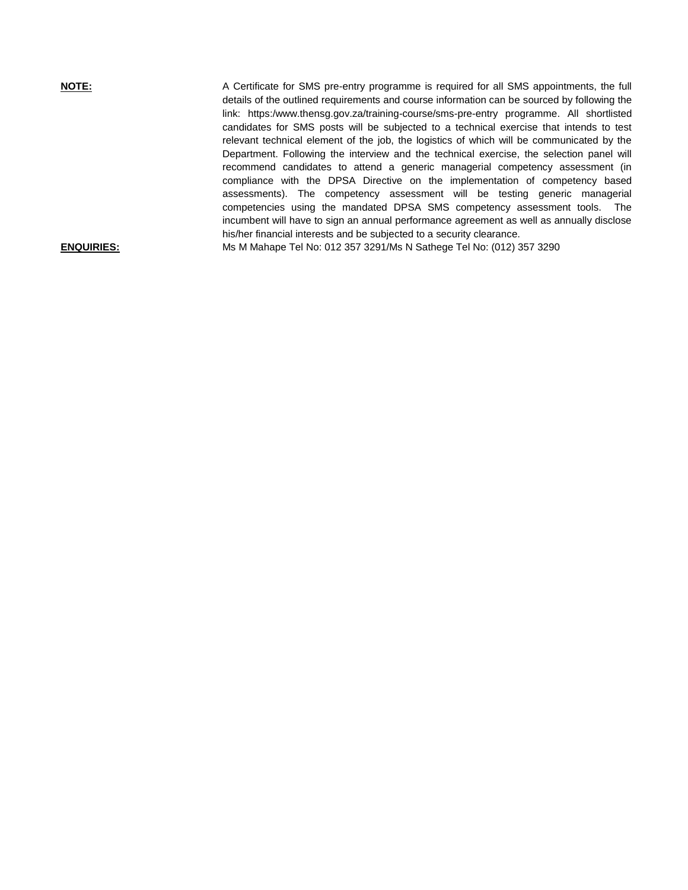**NOTE:** A Certificate for SMS pre-entry programme is required for all SMS appointments, the full details of the outlined requirements and course information can be sourced by following the link: https:/www.thensg.gov.za/training-course/sms-pre-entry programme. All shortlisted candidates for SMS posts will be subjected to a technical exercise that intends to test relevant technical element of the job, the logistics of which will be communicated by the Department. Following the interview and the technical exercise, the selection panel will recommend candidates to attend a generic managerial competency assessment (in compliance with the DPSA Directive on the implementation of competency based assessments). The competency assessment will be testing generic managerial competencies using the mandated DPSA SMS competency assessment tools. The incumbent will have to sign an annual performance agreement as well as annually disclose his/her financial interests and be subjected to a security clearance.

**ENQUIRIES:** Ms M Mahape Tel No: 012 357 3291/Ms N Sathege Tel No: (012) 357 3290